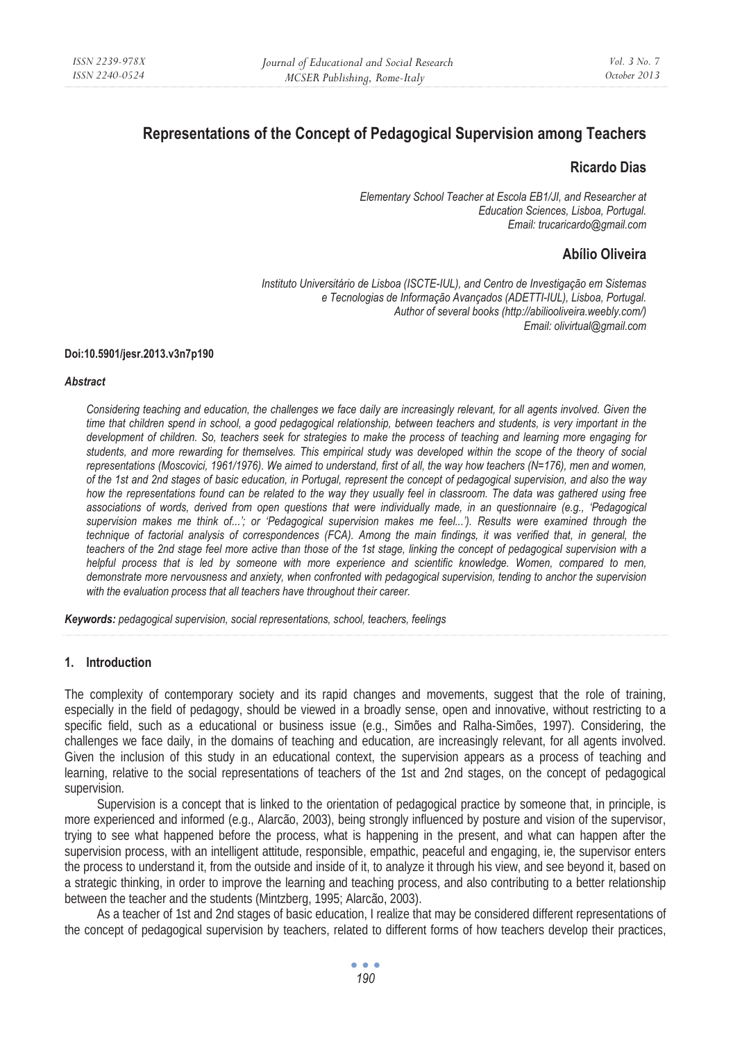# Representations of the Concept of Pedagogical Supervision among Teachers

## Ricardo Dias

*Elementary School Teacher at Escola EB1/JI, and Researcher at Education Sciences, Lisboa, Portugal.*
*Email: trucaricardo@gmail.com*

## Abílio Oliveira

*Instituto Universitário de Lisboa (ISCTE-IUL), and Centro de Investigação em Sistemas e Tecnologias de Informação Avançados (ADETTI-IUL), Lisboa, Portugal.*
*Author of several books (http://abiliooliveira.weebly.com/)*
*Email: olivirtual@gmail.com*

**Doi:10.5901/jesr.2013.v3n7p190**

***Abstract***

*Considering teaching and education, the challenges we face daily are increasingly relevant, for all agents involved. Given the time that children spend in school, a good pedagogical relationship, between teachers and students, is very important in the development of children. So, teachers seek for strategies to make the process of teaching and learning more engaging for students, and more rewarding for themselves. This empirical study was developed within the scope of the theory of social representations (Moscovici, 1961/1976). We aimed to understand, first of all, the way how teachers (N=176), men and women, of the 1st and 2nd stages of basic education, in Portugal, represent the concept of pedagogical supervision, and also the way how the representations found can be related to the way they usually feel in classroom. The data was gathered using free associations of words, derived from open questions that were individually made, in an questionnaire (e.g., 'Pedagogical supervision makes me think of...'; or 'Pedagogical supervision makes me feel...'). Results were examined through the technique of factorial analysis of correspondences (FCA). Among the main findings, it was verified that, in general, the teachers of the 2nd stage feel more active than those of the 1st stage, linking the concept of pedagogical supervision with a helpful process that is led by someone with more experience and scientific knowledge. Women, compared to men, demonstrate more nervousness and anxiety, when confronted with pedagogical supervision, tending to anchor the supervision with the evaluation process that all teachers have throughout their career.*

***Keywords:*** *pedagogical supervision, social representations, school, teachers, feelings*

## 1. Introduction

The complexity of contemporary society and its rapid changes and movements, suggest that the role of training, especially in the field of pedagogy, should be viewed in a broadly sense, open and innovative, without restricting to a specific field, such as a educational or business issue (e.g., Simões and Ralha-Simões, 1997). Considering, the challenges we face daily, in the domains of teaching and education, are increasingly relevant, for all agents involved. Given the inclusion of this study in an educational context, the supervision appears as a process of teaching and learning, relative to the social representations of teachers of the 1st and 2nd stages, on the concept of pedagogical supervision.

Supervision is a concept that is linked to the orientation of pedagogical practice by someone that, in principle, is more experienced and informed (e.g., Alarcão, 2003), being strongly influenced by posture and vision of the supervisor, trying to see what happened before the process, what is happening in the present, and what can happen after the supervision process, with an intelligent attitude, responsible, empathic, peaceful and engaging, ie, the supervisor enters the process to understand it, from the outside and inside of it, to analyze it through his view, and see beyond it, based on a strategic thinking, in order to improve the learning and teaching process, and also contributing to a better relationship between the teacher and the students (Mintzberg, 1995; Alarcão, 2003).

As a teacher of 1st and 2nd stages of basic education, I realize that may be considered different representations of the concept of pedagogical supervision by teachers, related to different forms of how teachers develop their practices,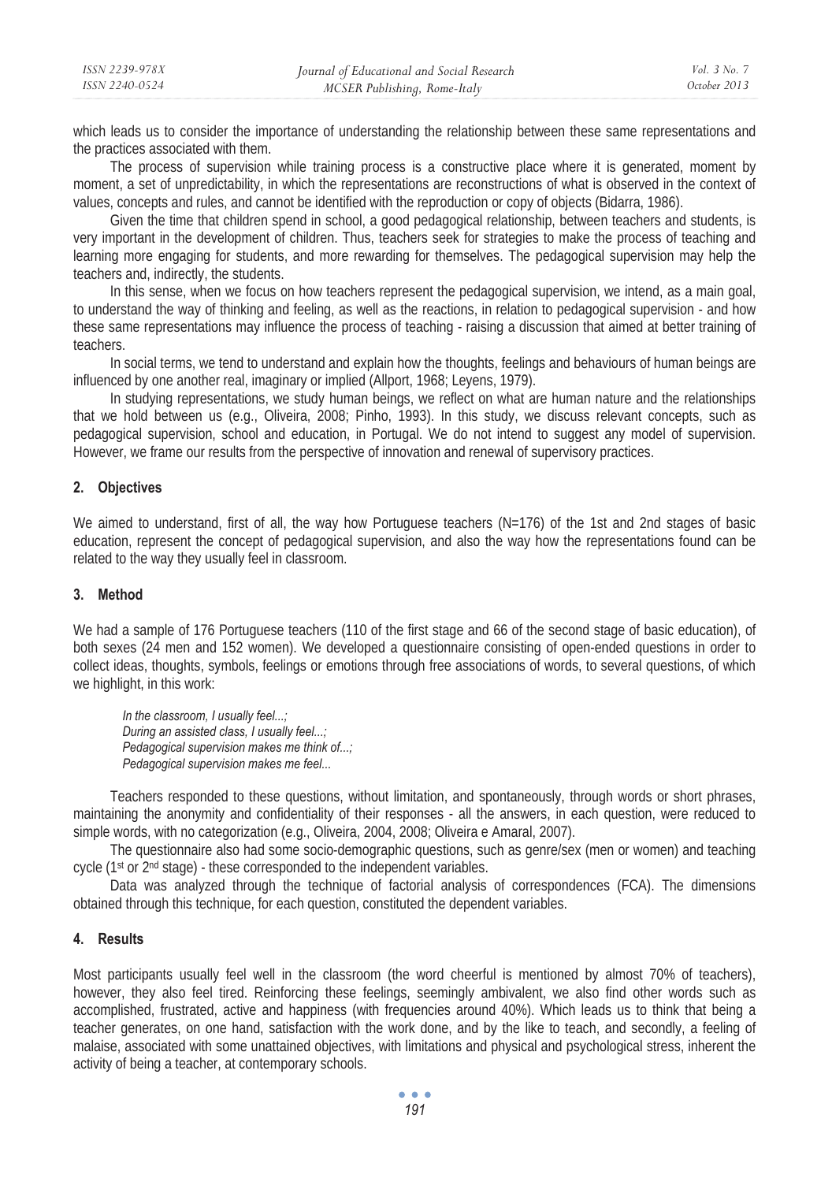which leads us to consider the importance of understanding the relationship between these same representations and the practices associated with them.

The process of supervision while training process is a constructive place where it is generated, moment by moment, a set of unpredictability, in which the representations are reconstructions of what is observed in the context of values, concepts and rules, and cannot be identified with the reproduction or copy of objects (Bidarra, 1986).

Given the time that children spend in school, a good pedagogical relationship, between teachers and students, is very important in the development of children. Thus, teachers seek for strategies to make the process of teaching and learning more engaging for students, and more rewarding for themselves. The pedagogical supervision may help the teachers and, indirectly, the students.

In this sense, when we focus on how teachers represent the pedagogical supervision, we intend, as a main goal, to understand the way of thinking and feeling, as well as the reactions, in relation to pedagogical supervision - and how these same representations may influence the process of teaching - raising a discussion that aimed at better training of teachers.

In social terms, we tend to understand and explain how the thoughts, feelings and behaviours of human beings are influenced by one another real, imaginary or implied (Allport, 1968; Leyens, 1979).

In studying representations, we study human beings, we reflect on what are human nature and the relationships that we hold between us (e.g., Oliveira, 2008; Pinho, 1993). In this study, we discuss relevant concepts, such as pedagogical supervision, school and education, in Portugal. We do not intend to suggest any model of supervision. However, we frame our results from the perspective of innovation and renewal of supervisory practices.

## 2. Objectives

We aimed to understand, first of all, the way how Portuguese teachers (N=176) of the 1st and 2nd stages of basic education, represent the concept of pedagogical supervision, and also the way how the representations found can be related to the way they usually feel in classroom.

## 3. Method

We had a sample of 176 Portuguese teachers (110 of the first stage and 66 of the second stage of basic education), of both sexes (24 men and 152 women). We developed a questionnaire consisting of open-ended questions in order to collect ideas, thoughts, symbols, feelings or emotions through free associations of words, to several questions, of which we highlight, in this work:

*In the classroom, I usually feel...;*
*During an assisted class, I usually feel...;*
*Pedagogical supervision makes me think of...;*
*Pedagogical supervision makes me feel...*

Teachers responded to these questions, without limitation, and spontaneously, through words or short phrases, maintaining the anonymity and confidentiality of their responses - all the answers, in each question, were reduced to simple words, with no categorization (e.g., Oliveira, 2004, 2008; Oliveira e Amaral, 2007).

The questionnaire also had some socio-demographic questions, such as genre/sex (men or women) and teaching cycle (1st or 2nd stage) - these corresponded to the independent variables.

Data was analyzed through the technique of factorial analysis of correspondences (FCA). The dimensions obtained through this technique, for each question, constituted the dependent variables.

## 4. Results

Most participants usually feel well in the classroom (the word cheerful is mentioned by almost 70% of teachers), however, they also feel tired. Reinforcing these feelings, seemingly ambivalent, we also find other words such as accomplished, frustrated, active and happiness (with frequencies around 40%). Which leads us to think that being a teacher generates, on one hand, satisfaction with the work done, and by the like to teach, and secondly, a feeling of malaise, associated with some unattained objectives, with limitations and physical and psychological stress, inherent the activity of being a teacher, at contemporary schools.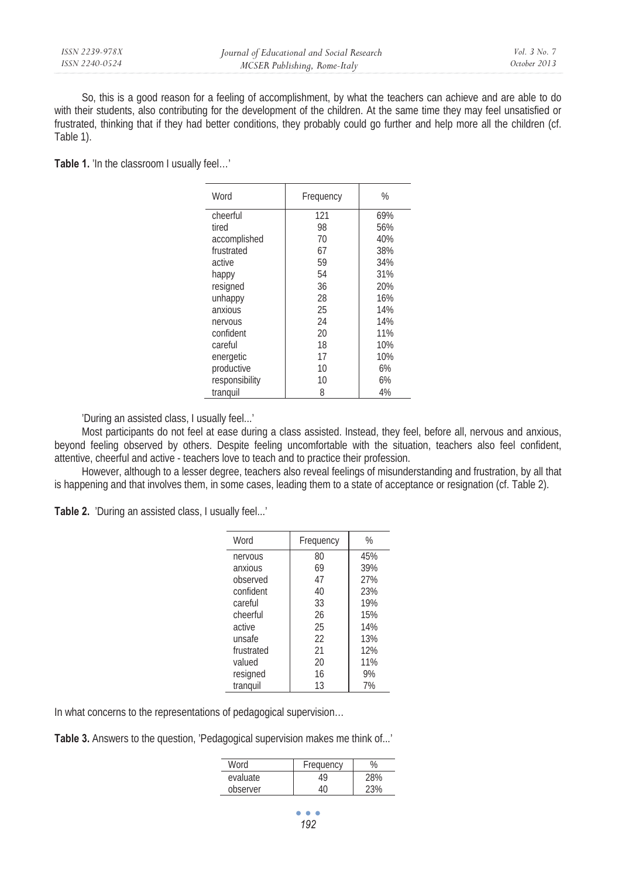So, this is a good reason for a feeling of accomplishment, by what the teachers can achieve and are able to do with their students, also contributing for the development of the children. At the same time they may feel unsatisfied or frustrated, thinking that if they had better conditions, they probably could go further and help more all the children (cf. Table 1).

**Table 1.** 'In the classroom I usually feel…'

| Word | Frequency | % |
|---|---|---|
| cheerful | 121 | 69% |
| tired | 98 | 56% |
| accomplished | 70 | 40% |
| frustrated | 67 | 38% |
| active | 59 | 34% |
| happy | 54 | 31% |
| resigned | 36 | 20% |
| unhappy | 28 | 16% |
| anxious | 25 | 14% |
| nervous | 24 | 14% |
| confident | 20 | 11% |
| careful | 18 | 10% |
| energetic | 17 | 10% |
| productive | 10 | 6% |
| responsibility | 10 | 6% |
| tranquil | 8 | 4% |

'During an assisted class, I usually feel...'

Most participants do not feel at ease during a class assisted. Instead, they feel, before all, nervous and anxious, beyond feeling observed by others. Despite feeling uncomfortable with the situation, teachers also feel confident, attentive, cheerful and active - teachers love to teach and to practice their profession.

However, although to a lesser degree, teachers also reveal feelings of misunderstanding and frustration, by all that is happening and that involves them, in some cases, leading them to a state of acceptance or resignation (cf. Table 2).

**Table 2.** 'During an assisted class, I usually feel...'

| Word | Frequency | % |
|---|---|---|
| nervous | 80 | 45% |
| anxious | 69 | 39% |
| observed | 47 | 27% |
| confident | 40 | 23% |
| careful | 33 | 19% |
| cheerful | 26 | 15% |
| active | 25 | 14% |
| unsafe | 22 | 13% |
| frustrated | 21 | 12% |
| valued | 20 | 11% |
| resigned | 16 | 9% |
| tranquil | 13 | 7% |

In what concerns to the representations of pedagogical supervision…

**Table 3.** Answers to the question, 'Pedagogical supervision makes me think of...'

| Word | Frequency | % |
|---|---|---|
| evaluate | 49 | 28% |
| observer | 40 | 23% |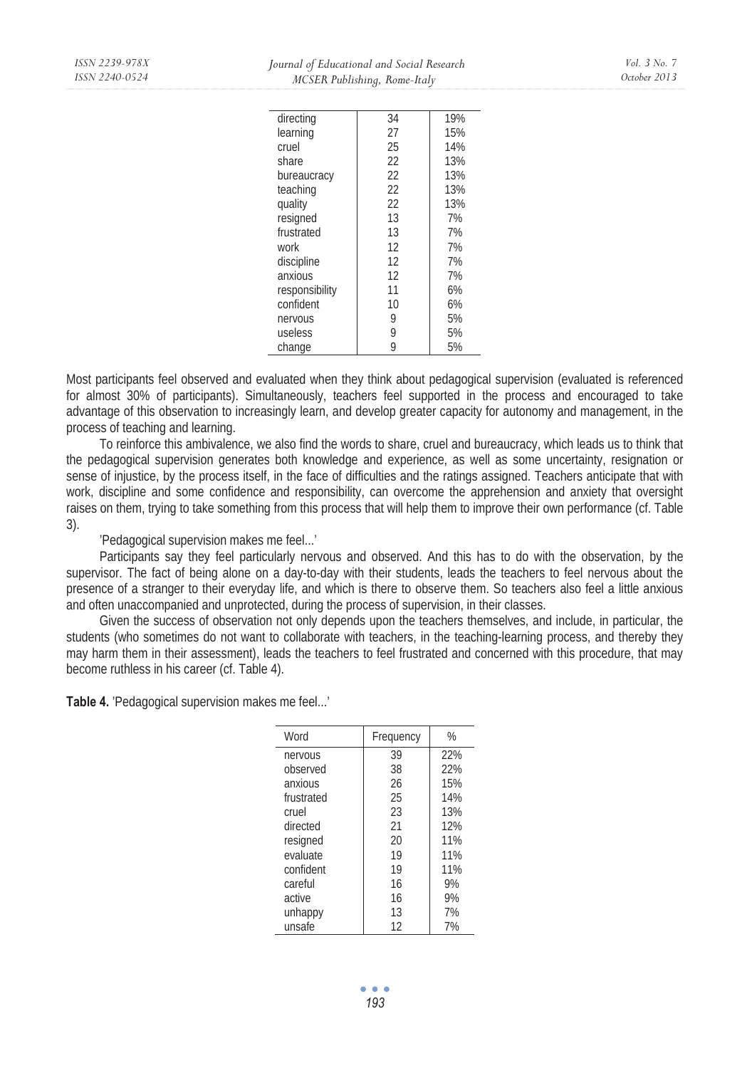| | | |
|---|---|---|
| directing | 34 | 19% |
| learning | 27 | 15% |
| cruel | 25 | 14% |
| share | 22 | 13% |
| bureaucracy | 22 | 13% |
| teaching | 22 | 13% |
| quality | 22 | 13% |
| resigned | 13 | 7% |
| frustrated | 13 | 7% |
| work | 12 | 7% |
| discipline | 12 | 7% |
| anxious | 12 | 7% |
| responsibility | 11 | 6% |
| confident | 10 | 6% |
| nervous | 9 | 5% |
| useless | 9 | 5% |
| change | 9 | 5% |

Most participants feel observed and evaluated when they think about pedagogical supervision (evaluated is referenced for almost 30% of participants). Simultaneously, teachers feel supported in the process and encouraged to take advantage of this observation to increasingly learn, and develop greater capacity for autonomy and management, in the process of teaching and learning.

To reinforce this ambivalence, we also find the words to share, cruel and bureaucracy, which leads us to think that the pedagogical supervision generates both knowledge and experience, as well as some uncertainty, resignation or sense of injustice, by the process itself, in the face of difficulties and the ratings assigned. Teachers anticipate that with work, discipline and some confidence and responsibility, can overcome the apprehension and anxiety that oversight raises on them, trying to take something from this process that will help them to improve their own performance (cf. Table 3).

'Pedagogical supervision makes me feel...'

Participants say they feel particularly nervous and observed. And this has to do with the observation, by the supervisor. The fact of being alone on a day-to-day with their students, leads the teachers to feel nervous about the presence of a stranger to their everyday life, and which is there to observe them. So teachers also feel a little anxious and often unaccompanied and unprotected, during the process of supervision, in their classes.

Given the success of observation not only depends upon the teachers themselves, and include, in particular, the students (who sometimes do not want to collaborate with teachers, in the teaching-learning process, and thereby they may harm them in their assessment), leads the teachers to feel frustrated and concerned with this procedure, that may become ruthless in his career (cf. Table 4).

**Table 4.** 'Pedagogical supervision makes me feel...'

| Word | Frequency | % |
|---|---|---|
| nervous | 39 | 22% |
| observed | 38 | 22% |
| anxious | 26 | 15% |
| frustrated | 25 | 14% |
| cruel | 23 | 13% |
| directed | 21 | 12% |
| resigned | 20 | 11% |
| evaluate | 19 | 11% |
| confident | 19 | 11% |
| careful | 16 | 9% |
| active | 16 | 9% |
| unhappy | 13 | 7% |
| unsafe | 12 | 7% |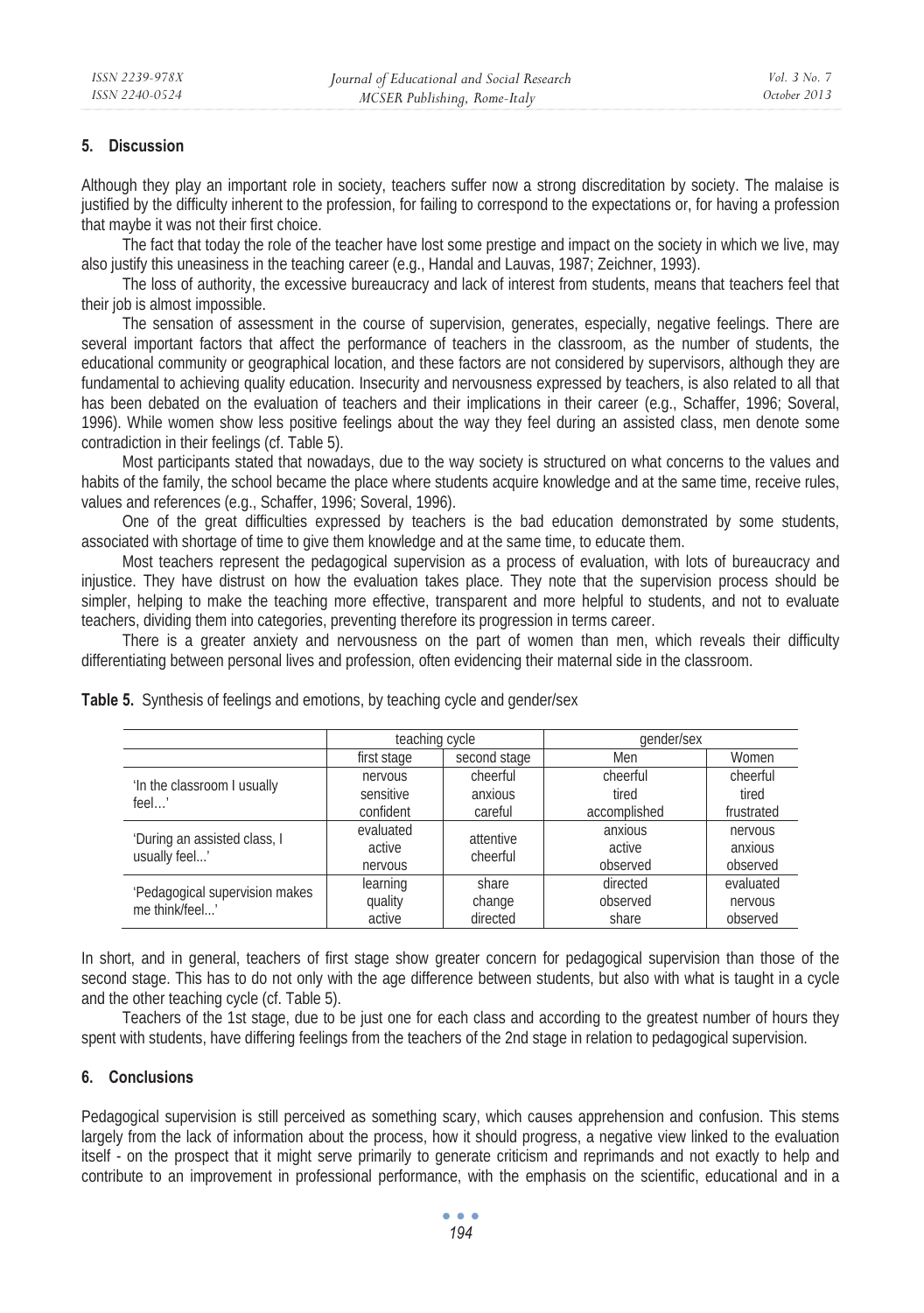## 5. Discussion

Although they play an important role in society, teachers suffer now a strong discreditation by society. The malaise is justified by the difficulty inherent to the profession, for failing to correspond to the expectations or, for having a profession that maybe it was not their first choice.

The fact that today the role of the teacher have lost some prestige and impact on the society in which we live, may also justify this uneasiness in the teaching career (e.g., Handal and Lauvas, 1987; Zeichner, 1993).

The loss of authority, the excessive bureaucracy and lack of interest from students, means that teachers feel that their job is almost impossible.

The sensation of assessment in the course of supervision, generates, especially, negative feelings. There are several important factors that affect the performance of teachers in the classroom, as the number of students, the educational community or geographical location, and these factors are not considered by supervisors, although they are fundamental to achieving quality education. Insecurity and nervousness expressed by teachers, is also related to all that has been debated on the evaluation of teachers and their implications in their career (e.g., Schaffer, 1996; Soveral, 1996). While women show less positive feelings about the way they feel during an assisted class, men denote some contradiction in their feelings (cf. Table 5).

Most participants stated that nowadays, due to the way society is structured on what concerns to the values and habits of the family, the school became the place where students acquire knowledge and at the same time, receive rules, values and references (e.g., Schaffer, 1996; Soveral, 1996).

One of the great difficulties expressed by teachers is the bad education demonstrated by some students, associated with shortage of time to give them knowledge and at the same time, to educate them.

Most teachers represent the pedagogical supervision as a process of evaluation, with lots of bureaucracy and injustice. They have distrust on how the evaluation takes place. They note that the supervision process should be simpler, helping to make the teaching more effective, transparent and more helpful to students, and not to evaluate teachers, dividing them into categories, preventing therefore its progression in terms career.

There is a greater anxiety and nervousness on the part of women than men, which reveals their difficulty differentiating between personal lives and profession, often evidencing their maternal side in the classroom.

**Table 5.** Synthesis of feelings and emotions, by teaching cycle and gender/sex

| | teaching cycle | | gender/sex | |
|---|---|---|---|---|
| | first stage | second stage | Men | Women |
| 'In the classroom I usually feel…' | nervous<br>sensitive<br>confident | cheerful<br>anxious<br>careful | cheerful<br>tired<br>accomplished | cheerful<br>tired<br>frustrated |
| 'During an assisted class, I usually feel...' | evaluated<br>active<br>nervous | attentive<br>cheerful | anxious<br>active<br>observed | nervous<br>anxious<br>observed |
| 'Pedagogical supervision makes me think/feel...' | learning<br>quality<br>active | share<br>change<br>directed | directed<br>observed<br>share | evaluated<br>nervous<br>observed |

In short, and in general, teachers of first stage show greater concern for pedagogical supervision than those of the second stage. This has to do not only with the age difference between students, but also with what is taught in a cycle and the other teaching cycle (cf. Table 5).

Teachers of the 1st stage, due to be just one for each class and according to the greatest number of hours they spent with students, have differing feelings from the teachers of the 2nd stage in relation to pedagogical supervision.

## 6. Conclusions

Pedagogical supervision is still perceived as something scary, which causes apprehension and confusion. This stems largely from the lack of information about the process, how it should progress, a negative view linked to the evaluation itself - on the prospect that it might serve primarily to generate criticism and reprimands and not exactly to help and contribute to an improvement in professional performance, with the emphasis on the scientific, educational and in a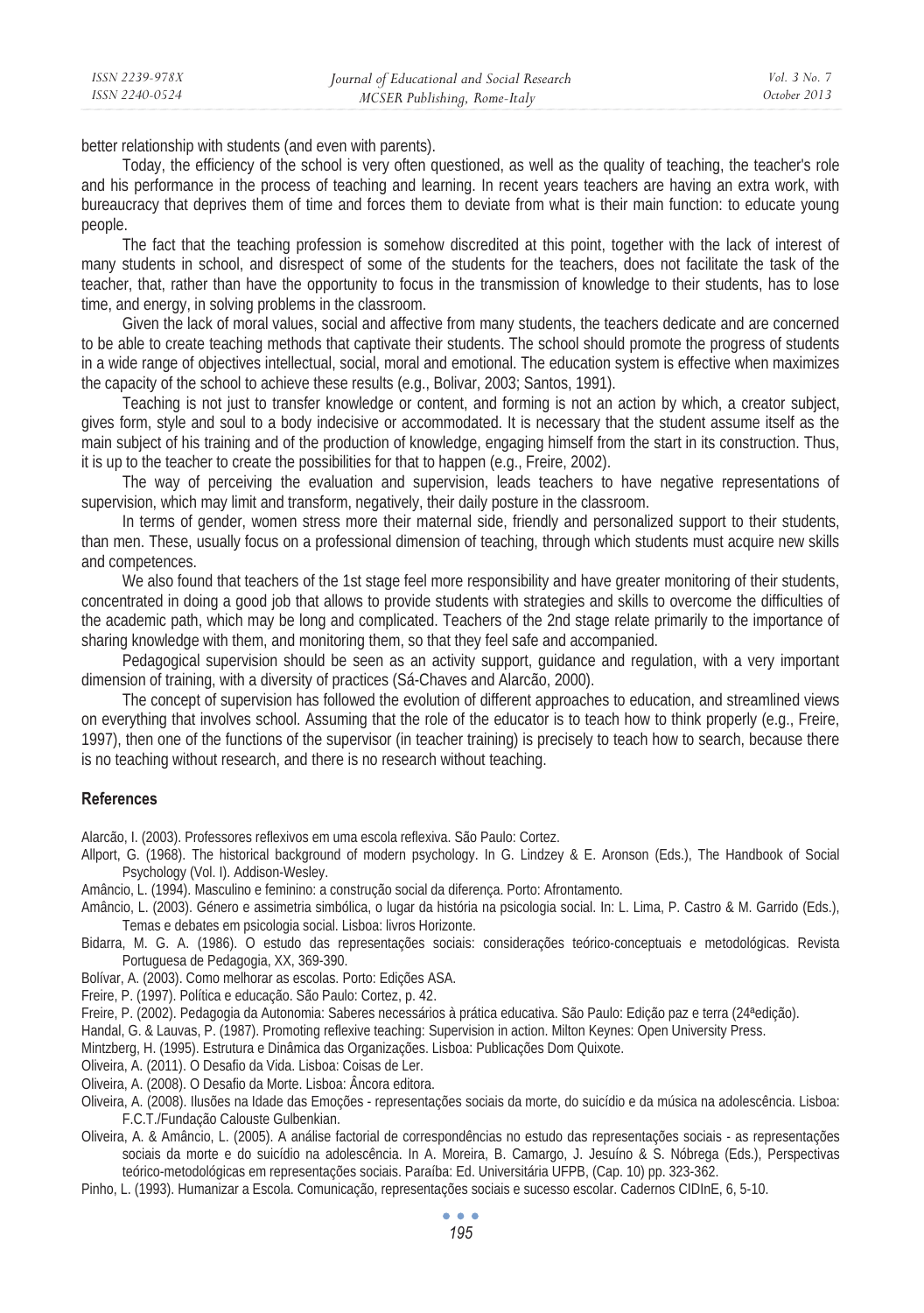better relationship with students (and even with parents).

Today, the efficiency of the school is very often questioned, as well as the quality of teaching, the teacher's role and his performance in the process of teaching and learning. In recent years teachers are having an extra work, with bureaucracy that deprives them of time and forces them to deviate from what is their main function: to educate young people.

The fact that the teaching profession is somehow discredited at this point, together with the lack of interest of many students in school, and disrespect of some of the students for the teachers, does not facilitate the task of the teacher, that, rather than have the opportunity to focus in the transmission of knowledge to their students, has to lose time, and energy, in solving problems in the classroom.

Given the lack of moral values, social and affective from many students, the teachers dedicate and are concerned to be able to create teaching methods that captivate their students. The school should promote the progress of students in a wide range of objectives intellectual, social, moral and emotional. The education system is effective when maximizes the capacity of the school to achieve these results (e.g., Bolivar, 2003; Santos, 1991).

Teaching is not just to transfer knowledge or content, and forming is not an action by which, a creator subject, gives form, style and soul to a body indecisive or accommodated. It is necessary that the student assume itself as the main subject of his training and of the production of knowledge, engaging himself from the start in its construction. Thus, it is up to the teacher to create the possibilities for that to happen (e.g., Freire, 2002).

The way of perceiving the evaluation and supervision, leads teachers to have negative representations of supervision, which may limit and transform, negatively, their daily posture in the classroom.

In terms of gender, women stress more their maternal side, friendly and personalized support to their students, than men. These, usually focus on a professional dimension of teaching, through which students must acquire new skills and competences.

We also found that teachers of the 1st stage feel more responsibility and have greater monitoring of their students, concentrated in doing a good job that allows to provide students with strategies and skills to overcome the difficulties of the academic path, which may be long and complicated. Teachers of the 2nd stage relate primarily to the importance of sharing knowledge with them, and monitoring them, so that they feel safe and accompanied.

Pedagogical supervision should be seen as an activity support, guidance and regulation, with a very important dimension of training, with a diversity of practices (Sá-Chaves and Alarcão, 2000).

The concept of supervision has followed the evolution of different approaches to education, and streamlined views on everything that involves school. Assuming that the role of the educator is to teach how to think properly (e.g., Freire, 1997), then one of the functions of the supervisor (in teacher training) is precisely to teach how to search, because there is no teaching without research, and there is no research without teaching.

## References

Alarcão, I. (2003). Professores reflexivos em uma escola reflexiva. São Paulo: Cortez.

Allport, G. (1968). The historical background of modern psychology. In G. Lindzey & E. Aronson (Eds.), The Handbook of Social Psychology (Vol. I). Addison-Wesley.

Amâncio, L. (1994). Masculino e feminino: a construção social da diferença. Porto: Afrontamento.

Amâncio, L. (2003). Género e assimetria simbólica, o lugar da história na psicologia social. In: L. Lima, P. Castro & M. Garrido (Eds.), Temas e debates em psicologia social. Lisboa: livros Horizonte.

Bidarra, M. G. A. (1986). O estudo das representações sociais: considerações teórico-conceptuais e metodológicas. Revista Portuguesa de Pedagogia, XX, 369-390.

Bolívar, A. (2003). Como melhorar as escolas. Porto: Edições ASA.

Freire, P. (1997). Política e educação. São Paulo: Cortez, p. 42.

Freire, P. (2002). Pedagogia da Autonomia: Saberes necessários à prática educativa. São Paulo: Edição paz e terra (24ªedição).

Handal, G. & Lauvas, P. (1987). Promoting reflexive teaching: Supervision in action. Milton Keynes: Open University Press.

Mintzberg, H. (1995). Estrutura e Dinâmica das Organizações. Lisboa: Publicações Dom Quixote.

Oliveira, A. (2011). O Desafio da Vida. Lisboa: Coisas de Ler.

Oliveira, A. (2008). O Desafio da Morte. Lisboa: Âncora editora.

Oliveira, A. (2008). Ilusões na Idade das Emoções - representações sociais da morte, do suicídio e da música na adolescência. Lisboa: F.C.T./Fundação Calouste Gulbenkian.

Oliveira, A. & Amâncio, L. (2005). A análise factorial de correspondências no estudo das representações sociais - as representações sociais da morte e do suicídio na adolescência. In A. Moreira, B. Camargo, J. Jesuíno & S. Nóbrega (Eds.), Perspectivas teórico-metodológicas em representações sociais. Paraíba: Ed. Universitária UFPB, (Cap. 10) pp. 323-362.

Pinho, L. (1993). Humanizar a Escola. Comunicação, representações sociais e sucesso escolar. Cadernos CIDInE, 6, 5-10.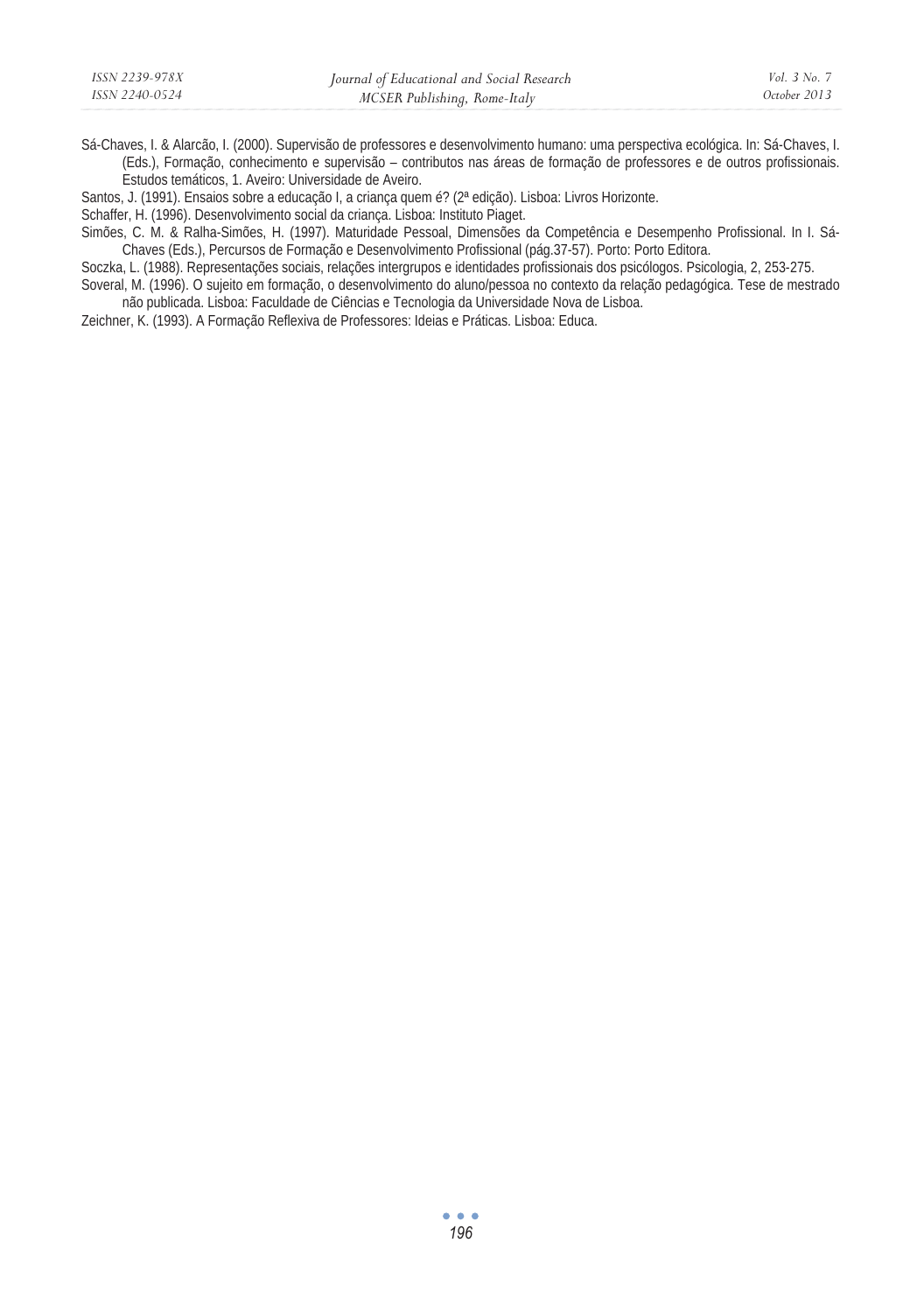Sá-Chaves, I. & Alarcão, I. (2000). Supervisão de professores e desenvolvimento humano: uma perspectiva ecológica. In: Sá-Chaves, I. (Eds.), Formação, conhecimento e supervisão – contributos nas áreas de formação de professores e de outros profissionais. Estudos temáticos, 1. Aveiro: Universidade de Aveiro.

Santos, J. (1991). Ensaios sobre a educação I, a criança quem é? (2ª edição). Lisboa: Livros Horizonte.

Schaffer, H. (1996). Desenvolvimento social da criança. Lisboa: Instituto Piaget.

Simões, C. M. & Ralha-Simões, H. (1997). Maturidade Pessoal, Dimensões da Competência e Desempenho Profissional. In I. Sá-Chaves (Eds.), Percursos de Formação e Desenvolvimento Profissional (pág.37-57). Porto: Porto Editora.

Soczka, L. (1988). Representações sociais, relações intergrupos e identidades profissionais dos psicólogos. Psicologia, 2, 253-275.

Soveral, M. (1996). O sujeito em formação, o desenvolvimento do aluno/pessoa no contexto da relação pedagógica. Tese de mestrado não publicada. Lisboa: Faculdade de Ciências e Tecnologia da Universidade Nova de Lisboa.

Zeichner, K. (1993). A Formação Reflexiva de Professores: Ideias e Práticas. Lisboa: Educa.